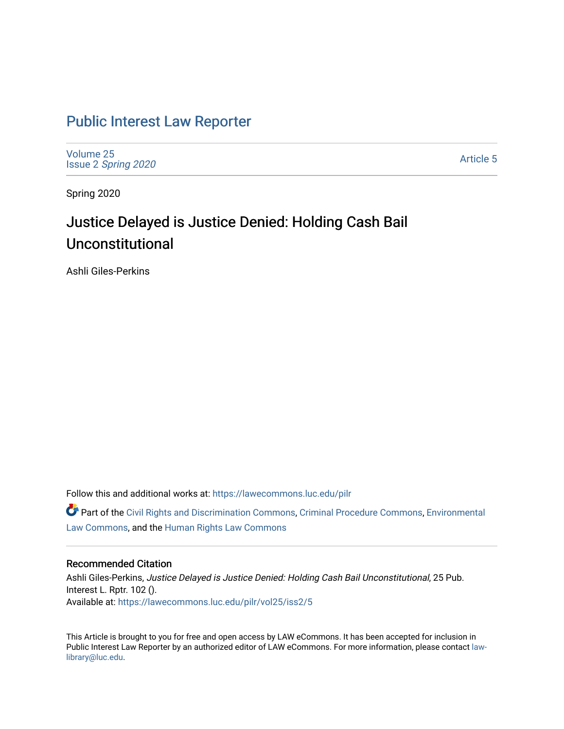# Public Interest Law Reporter

Volume 25
Issue 2 *Spring 2020*

Article 5

Spring 2020

## Justice Delayed is Justice Denied: Holding Cash Bail Unconstitutional

Ashli Giles-Perkins

Follow this and additional works at: https://lawecommons.luc.edu/pilr

Part of the Civil Rights and Discrimination Commons, Criminal Procedure Commons, Environmental Law Commons, and the Human Rights Law Commons

### Recommended Citation

Ashli Giles-Perkins, *Justice Delayed is Justice Denied: Holding Cash Bail Unconstitutional*, 25 Pub. Interest L. Rptr. 102 ().
Available at: https://lawecommons.luc.edu/pilr/vol25/iss2/5

This Article is brought to you for free and open access by LAW eCommons. It has been accepted for inclusion in Public Interest Law Reporter by an authorized editor of LAW eCommons. For more information, please contact law-library@luc.edu.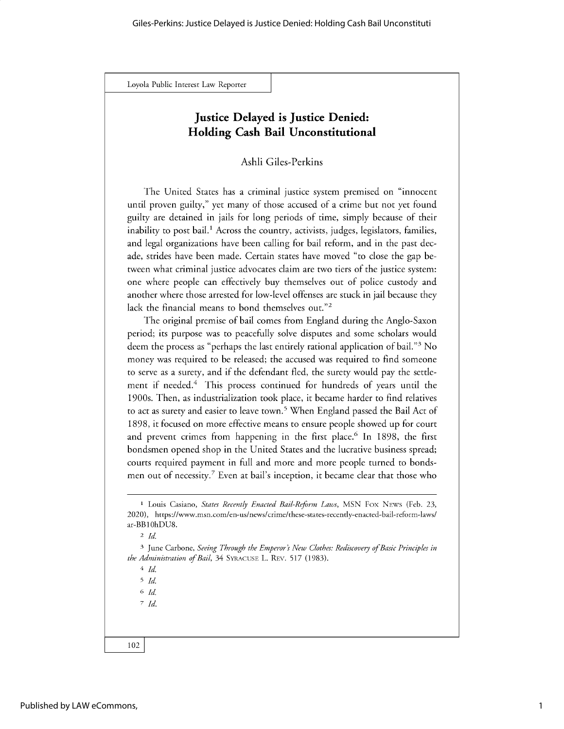# Justice Delayed is Justice Denied: Holding Cash Bail Unconstitutional

Ashli Giles-Perkins

The United States has a criminal justice system premised on "innocent until proven guilty," yet many of those accused of a crime but not yet found guilty are detained in jails for long periods of time, simply because of their inability to post bail.[1] Across the country, activists, judges, legislators, families, and legal organizations have been calling for bail reform, and in the past decade, strides have been made. Certain states have moved "to close the gap between what criminal justice advocates claim are two tiers of the justice system: one where people can effectively buy themselves out of police custody and another where those arrested for low-level offenses are stuck in jail because they lack the financial means to bond themselves out."[2]

The original premise of bail comes from England during the Anglo-Saxon period; its purpose was to peacefully solve disputes and some scholars would deem the process as "perhaps the last entirely rational application of bail."[3] No money was required to be released; the accused was required to find someone to serve as a surety, and if the defendant fled, the surety would pay the settlement if needed.[4] This process continued for hundreds of years until the 1900s. Then, as industrialization took place, it became harder to find relatives to act as surety and easier to leave town.[5] When England passed the Bail Act of 1898, it focused on more effective means to ensure people showed up for court and prevent crimes from happening in the first place.[6] In 1898, the first bondsmen opened shop in the United States and the lucrative business spread; courts required payment in full and more and more people turned to bondsmen out of necessity.[7] Even at bail's inception, it became clear that those who

---

[1] Louis Casiano, *States Recently Enacted Bail-Reform Laws*, MSN FOX NEWS (Feb. 23, 2020), https://www.msn.com/en-us/news/crime/these-states-recently-enacted-bail-reform-laws/ar-BB10hDU8.

[2] *Id.*

[3] June Carbone, *Seeing Through the Emperor's New Clothes: Rediscovery of Basic Principles in the Administration of Bail*, 34 SYRACUSE L. REV. 517 (1983).

[4] *Id.*

[5] *Id.*

[6] *Id.*

[7] *Id.*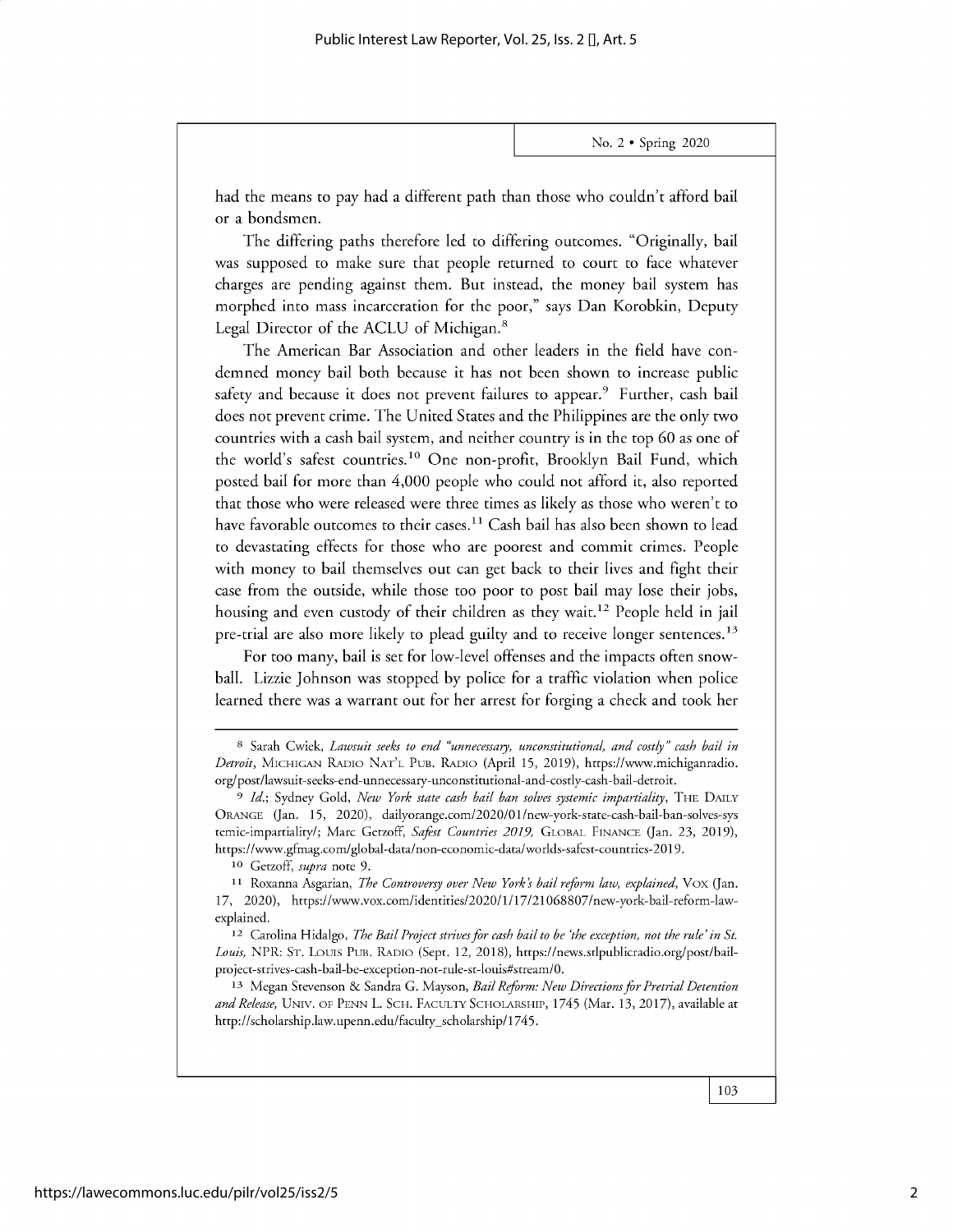had the means to pay had a different path than those who couldn't afford bail or a bondsmen.

The differing paths therefore led to differing outcomes. "Originally, bail was supposed to make sure that people returned to court to face whatever charges are pending against them. But instead, the money bail system has morphed into mass incarceration for the poor," says Dan Korobkin, Deputy Legal Director of the ACLU of Michigan.[8]

The American Bar Association and other leaders in the field have condemned money bail both because it has not been shown to increase public safety and because it does not prevent failures to appear.[9] Further, cash bail does not prevent crime. The United States and the Philippines are the only two countries with a cash bail system, and neither country is in the top 60 as one of the world's safest countries.[10] One non-profit, Brooklyn Bail Fund, which posted bail for more than 4,000 people who could not afford it, also reported that those who were released were three times as likely as those who weren't to have favorable outcomes to their cases.[11] Cash bail has also been shown to lead to devastating effects for those who are poorest and commit crimes. People with money to bail themselves out can get back to their lives and fight their case from the outside, while those too poor to post bail may lose their jobs, housing and even custody of their children as they wait.[12] People held in jail pre-trial are also more likely to plead guilty and to receive longer sentences.[13]

For too many, bail is set for low-level offenses and the impacts often snowball. Lizzie Johnson was stopped by police for a traffic violation when police learned there was a warrant out for her arrest for forging a check and took her

---

[8] Sarah Cwiek, *Lawsuit seeks to end "unnecessary, unconstitutional, and costly" cash bail in Detroit*, MICHIGAN RADIO NAT'L PUB. RADIO (April 15, 2019), https://www.michiganradio.org/post/lawsuit-seeks-end-unnecessary-unconstitutional-and-costly-cash-bail-detroit.

[9] *Id.*; Sydney Gold, *New York state cash bail ban solves systemic impartiality*, THE DAILY ORANGE (Jan. 15, 2020), dailyorange.com/2020/01/new-york-state-cash-bail-ban-solves-systemic-impartiality/; Marc Getzoff, *Safest Countries 2019*, GLOBAL FINANCE (Jan. 23, 2019), https://www.gfmag.com/global-data/non-economic-data/worlds-safest-countries-2019.

[10] Getzoff, *supra* note 9.

[11] Roxanna Asgarian, *The Controversy over New York's bail reform law, explained*, VOX (Jan. 17, 2020), https://www.vox.com/identities/2020/1/17/21068807/new-york-bail-reform-law-explained.

[12] Carolina Hidalgo, *The Bail Project strives for cash bail to be 'the exception, not the rule' in St. Louis*, NPR: ST. LOUIS PUB. RADIO (Sept. 12, 2018), https://news.stlpublicradio.org/post/bail-project-strives-cash-bail-be-exception-not-rule-st-louis#stream/0.

[13] Megan Stevenson & Sandra G. Mayson, *Bail Reform: New Directions for Pretrial Detention and Release*, UNIV. OF PENN L. SCH. FACULTY SCHOLARSHIP, 1745 (Mar. 13, 2017), available at http://scholarship.law.upenn.edu/faculty_scholarship/1745.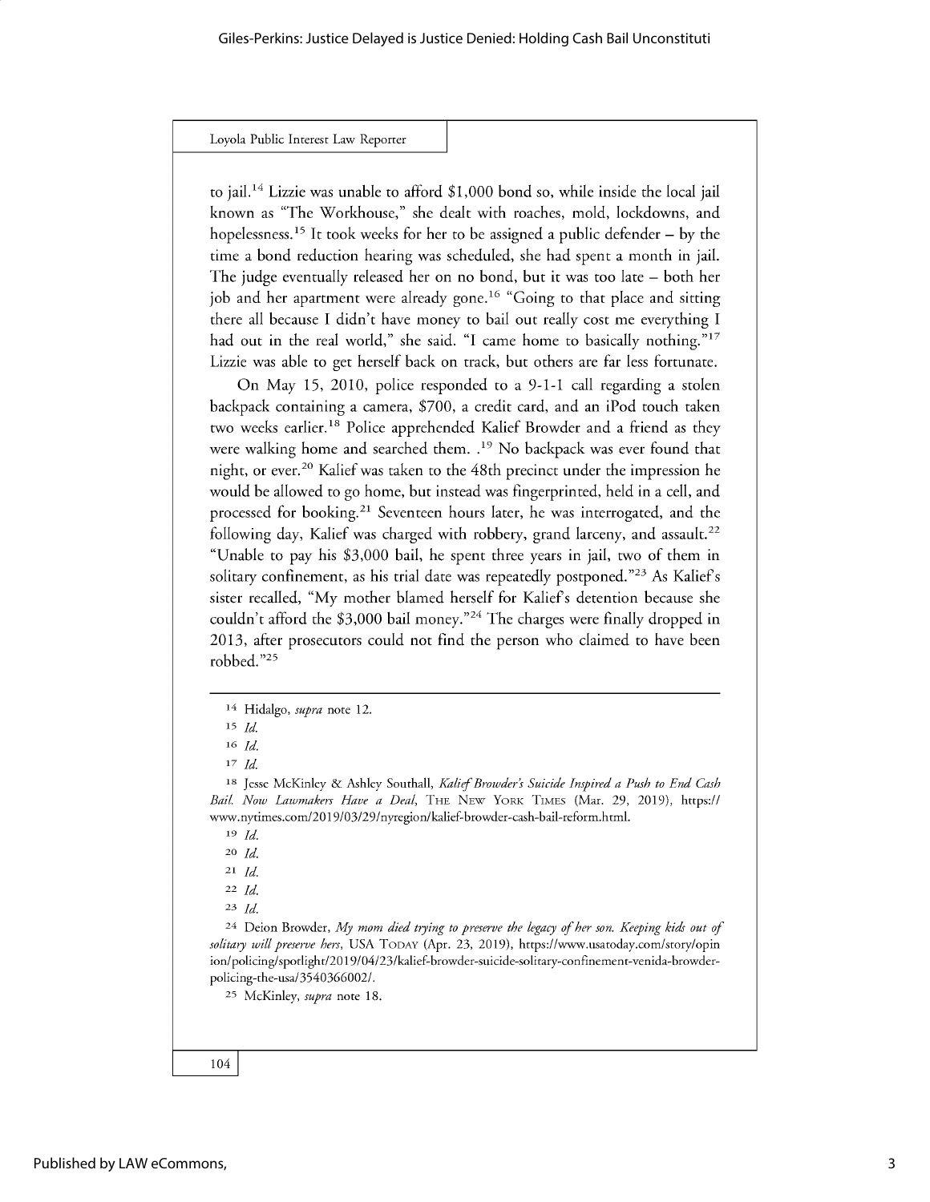to jail.[14] Lizzie was unable to afford $1,000 bond so, while inside the local jail known as "The Workhouse," she dealt with roaches, mold, lockdowns, and hopelessness.[15] It took weeks for her to be assigned a public defender – by the time a bond reduction hearing was scheduled, she had spent a month in jail. The judge eventually released her on no bond, but it was too late – both her job and her apartment were already gone.[16] "Going to that place and sitting there all because I didn't have money to bail out really cost me everything I had out in the real world," she said. "I came home to basically nothing."[17] Lizzie was able to get herself back on track, but others are far less fortunate.

On May 15, 2010, police responded to a 9-1-1 call regarding a stolen backpack containing a camera, $700, a credit card, and an iPod touch taken two weeks earlier.[18] Police apprehended Kalief Browder and a friend as they were walking home and searched them. .[19] No backpack was ever found that night, or ever.[20] Kalief was taken to the 48th precinct under the impression he would be allowed to go home, but instead was fingerprinted, held in a cell, and processed for booking.[21] Seventeen hours later, he was interrogated, and the following day, Kalief was charged with robbery, grand larceny, and assault.[22] "Unable to pay his $3,000 bail, he spent three years in jail, two of them in solitary confinement, as his trial date was repeatedly postponed."[23] As Kalief's sister recalled, "My mother blamed herself for Kalief's detention because she couldn't afford the $3,000 bail money."[24] The charges were finally dropped in 2013, after prosecutors could not find the person who claimed to have been robbed."[25]

---

[14] Hidalgo, *supra* note 12.

[15] *Id.*

[16] *Id.*

[17] *Id.*

[18] Jesse McKinley & Ashley Southall, *Kalief Browder's Suicide Inspired a Push to End Cash Bail. Now Lawmakers Have a Deal*, THE NEW YORK TIMES (Mar. 29, 2019), https://www.nytimes.com/2019/03/29/nyregion/kalief-browder-cash-bail-reform.html.

[19] *Id.*

[20] *Id.*

[21] *Id.*

[22] *Id.*

[23] *Id.*

[24] Deion Browder, *My mom died trying to preserve the legacy of her son. Keeping kids out of solitary will preserve hers*, USA TODAY (Apr. 23, 2019), https://www.usatoday.com/story/opinion/policing/spotlight/2019/04/23/kalief-browder-suicide-solitary-confinement-venida-browder-policing-the-usa/3540366002/.

[25] McKinley, *supra* note 18.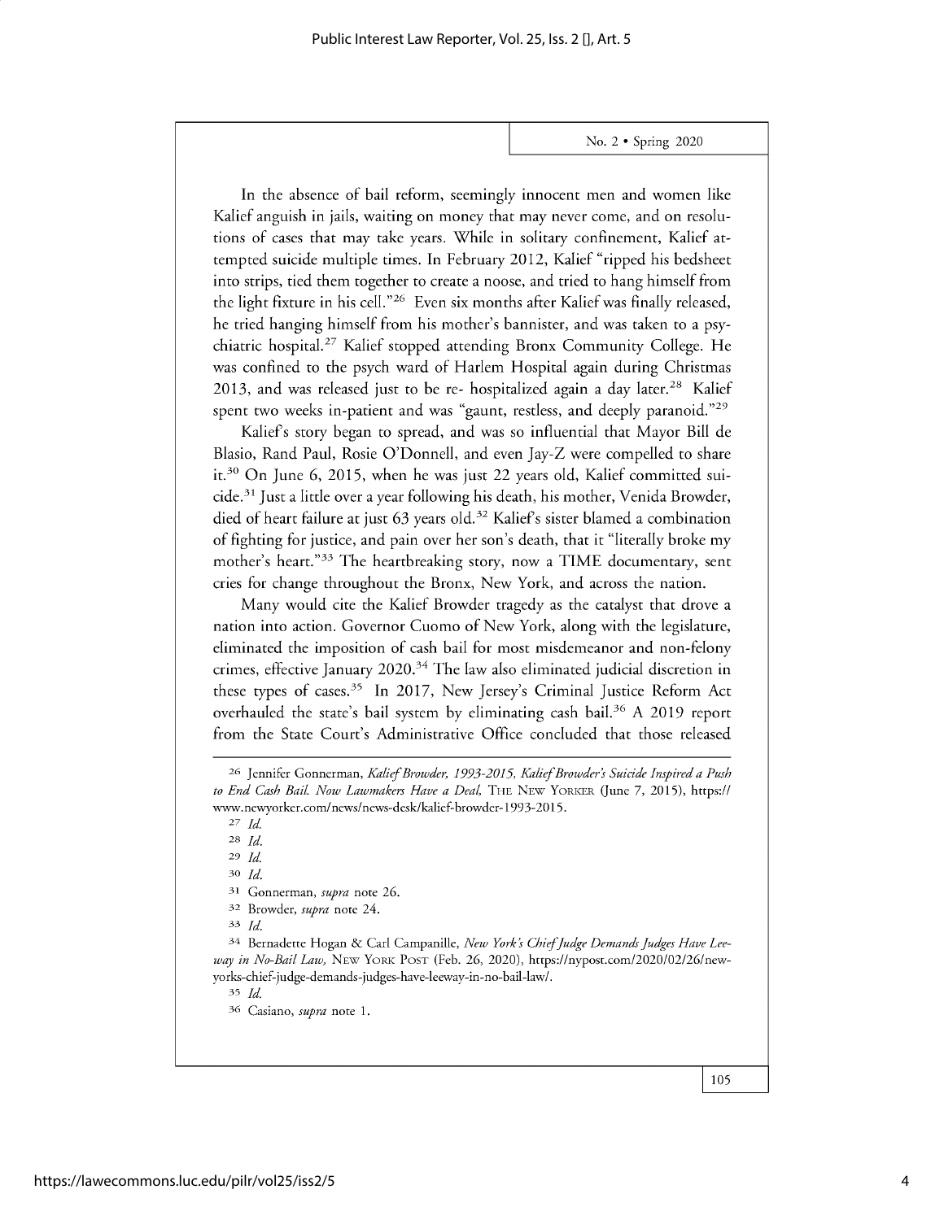In the absence of bail reform, seemingly innocent men and women like Kalief anguish in jails, waiting on money that may never come, and on resolutions of cases that may take years. While in solitary confinement, Kalief attempted suicide multiple times. In February 2012, Kalief "ripped his bedsheet into strips, tied them together to create a noose, and tried to hang himself from the light fixture in his cell."[26] Even six months after Kalief was finally released, he tried hanging himself from his mother's bannister, and was taken to a psychiatric hospital.[27] Kalief stopped attending Bronx Community College. He was confined to the psych ward of Harlem Hospital again during Christmas 2013, and was released just to be re- hospitalized again a day later.[28] Kalief spent two weeks in-patient and was "gaunt, restless, and deeply paranoid."[29]

Kalief's story began to spread, and was so influential that Mayor Bill de Blasio, Rand Paul, Rosie O'Donnell, and even Jay-Z were compelled to share it.[30] On June 6, 2015, when he was just 22 years old, Kalief committed suicide.[31] Just a little over a year following his death, his mother, Venida Browder, died of heart failure at just 63 years old.[32] Kalief's sister blamed a combination of fighting for justice, and pain over her son's death, that it "literally broke my mother's heart."[33] The heartbreaking story, now a TIME documentary, sent cries for change throughout the Bronx, New York, and across the nation.

Many would cite the Kalief Browder tragedy as the catalyst that drove a nation into action. Governor Cuomo of New York, along with the legislature, eliminated the imposition of cash bail for most misdemeanor and non-felony crimes, effective January 2020.[34] The law also eliminated judicial discretion in these types of cases.[35] In 2017, New Jersey's Criminal Justice Reform Act overhauled the state's bail system by eliminating cash bail.[36] A 2019 report from the State Court's Administrative Office concluded that those released

---

[26] Jennifer Gonnerman, *Kalief Browder, 1993-2015, Kalief Browder's Suicide Inspired a Push to End Cash Bail. Now Lawmakers Have a Deal,* THE NEW YORKER (June 7, 2015), https://www.newyorker.com/news/news-desk/kalief-browder-1993-2015.

[27] *Id.*

[28] *Id.*

[29] *Id.*

[30] *Id.*

[31] Gonnerman, *supra* note 26.

[32] Browder, *supra* note 24.

[33] *Id.*

[34] Bernadette Hogan & Carl Campanille, *New York's Chief Judge Demands Judges Have Leeway in No-Bail Law,* NEW YORK POST (Feb. 26, 2020), https://nypost.com/2020/02/26/new-yorks-chief-judge-demands-judges-have-leeway-in-no-bail-law/.

[35] *Id.*

[36] Casiano, *supra* note 1.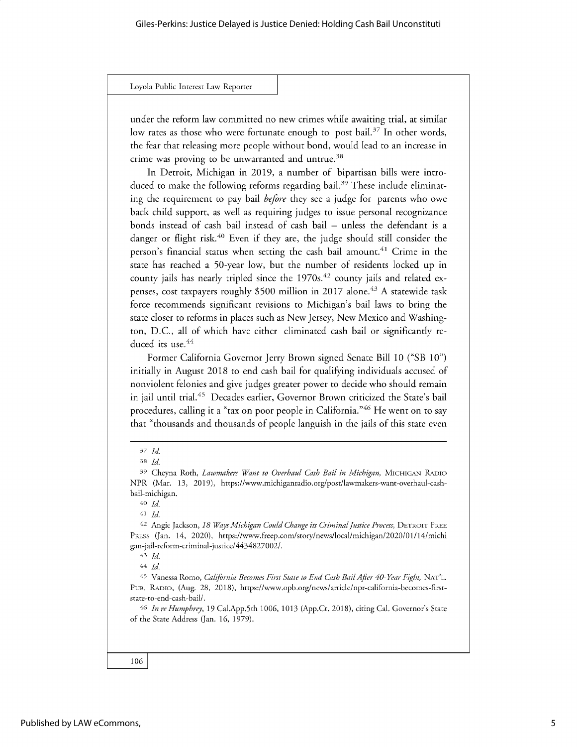under the reform law committed no new crimes while awaiting trial, at similar low rates as those who were fortunate enough to post bail.[37] In other words, the fear that releasing more people without bond, would lead to an increase in crime was proving to be unwarranted and untrue.[38]

In Detroit, Michigan in 2019, a number of bipartisan bills were introduced to make the following reforms regarding bail.[39] These include eliminating the requirement to pay bail *before* they see a judge for parents who owe back child support, as well as requiring judges to issue personal recognizance bonds instead of cash bail instead of cash bail – unless the defendant is a danger or flight risk.[40] Even if they are, the judge should still consider the person's financial status when setting the cash bail amount.[41] Crime in the state has reached a 50-year low, but the number of residents locked up in county jails has nearly tripled since the 1970s.[42] county jails and related expenses, cost taxpayers roughly $500 million in 2017 alone.[43] A statewide task force recommends significant revisions to Michigan's bail laws to bring the state closer to reforms in places such as New Jersey, New Mexico and Washington, D.C., all of which have either eliminated cash bail or significantly reduced its use.[44]

Former California Governor Jerry Brown signed Senate Bill 10 ("SB 10") initially in August 2018 to end cash bail for qualifying individuals accused of nonviolent felonies and give judges greater power to decide who should remain in jail until trial.[45] Decades earlier, Governor Brown criticized the State's bail procedures, calling it a "tax on poor people in California."[46] He went on to say that "thousands and thousands of people languish in the jails of this state even

---

37 *Id.*

38 *Id.*

39 Cheyna Roth, *Lawmakers Want to Overhaul Cash Bail in Michigan,* MICHIGAN RADIO NPR (Mar. 13, 2019), https://www.michiganradio.org/post/lawmakers-want-overhaul-cash-bail-michigan.

40 *Id.*

41 *Id.*

42 Angie Jackson, *18 Ways Michigan Could Change its Criminal Justice Process,* DETROIT FREE PRESS (Jan. 14, 2020), https://www.freep.com/story/news/local/michigan/2020/01/14/michigan-jail-reform-criminal-justice/4434827002/.

43 *Id.*

44 *Id.*

45 Vanessa Romo, *California Becomes First State to End Cash Bail After 40-Year Fight,* NAT'L. PUB. RADIO, (Aug. 28, 2018), https://www.opb.org/news/article/npr-california-becomes-first-state-to-end-cash-bail/.

46 *In re Humphrey,* 19 Cal.App.5th 1006, 1013 (App.Ct. 2018), citing Cal. Governor's State of the State Address (Jan. 16, 1979).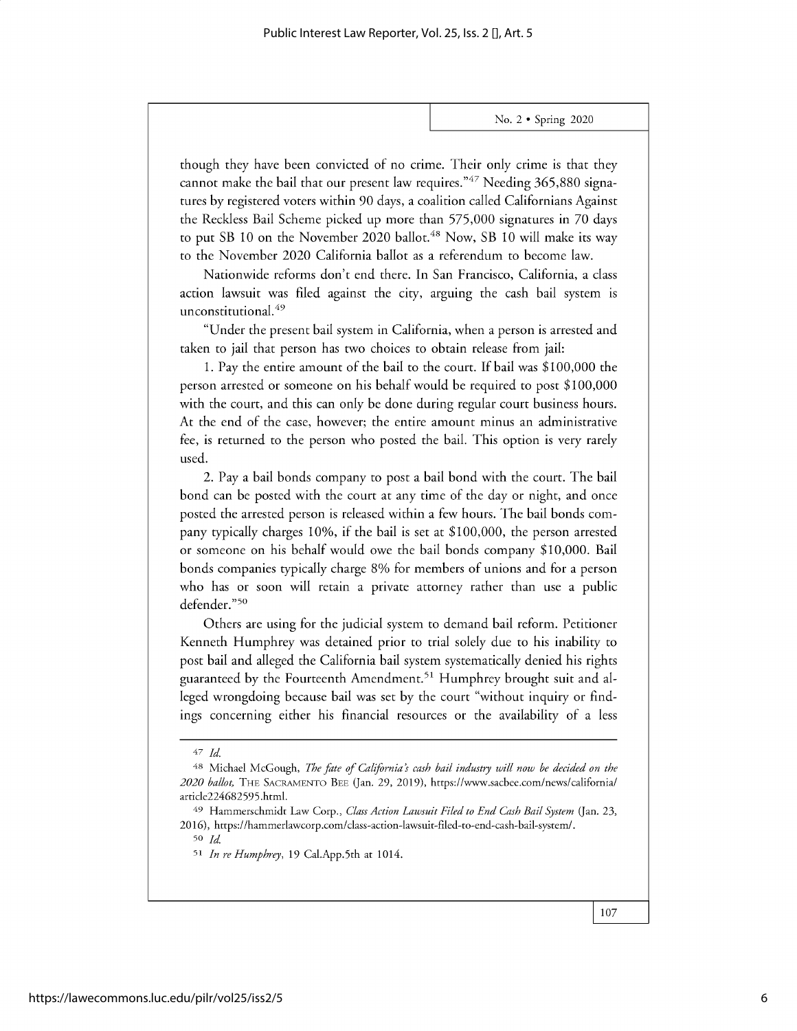though they have been convicted of no crime. Their only crime is that they cannot make the bail that our present law requires."[47] Needing 365,880 signatures by registered voters within 90 days, a coalition called Californians Against the Reckless Bail Scheme picked up more than 575,000 signatures in 70 days to put SB 10 on the November 2020 ballot.[48] Now, SB 10 will make its way to the November 2020 California ballot as a referendum to become law.

Nationwide reforms don't end there. In San Francisco, California, a class action lawsuit was filed against the city, arguing the cash bail system is unconstitutional.[49]

"Under the present bail system in California, when a person is arrested and taken to jail that person has two choices to obtain release from jail:

1. Pay the entire amount of the bail to the court. If bail was $100,000 the person arrested or someone on his behalf would be required to post $100,000 with the court, and this can only be done during regular court business hours. At the end of the case, however; the entire amount minus an administrative fee, is returned to the person who posted the bail. This option is very rarely used.

2. Pay a bail bonds company to post a bail bond with the court. The bail bond can be posted with the court at any time of the day or night, and once posted the arrested person is released within a few hours. The bail bonds company typically charges 10%, if the bail is set at $100,000, the person arrested or someone on his behalf would owe the bail bonds company $10,000. Bail bonds companies typically charge 8% for members of unions and for a person who has or soon will retain a private attorney rather than use a public defender."[50]

Others are using for the judicial system to demand bail reform. Petitioner Kenneth Humphrey was detained prior to trial solely due to his inability to post bail and alleged the California bail system systematically denied his rights guaranteed by the Fourteenth Amendment.[51] Humphrey brought suit and alleged wrongdoing because bail was set by the court "without inquiry or findings concerning either his financial resources or the availability of a less

---

[47] *Id.*

[48] Michael McGough, *The fate of California's cash bail industry will now be decided on the 2020 ballot,* THE SACRAMENTO BEE (Jan. 29, 2019), https://www.sacbee.com/news/california/article224682595.html.

[49] Hammerschmidt Law Corp., *Class Action Lawsuit Filed to End Cash Bail System* (Jan. 23, 2016), https://hammerlawcorp.com/class-action-lawsuit-filed-to-end-cash-bail-system/.

[50] *Id.*

[51] *In re Humphrey*, 19 Cal.App.5th at 1014.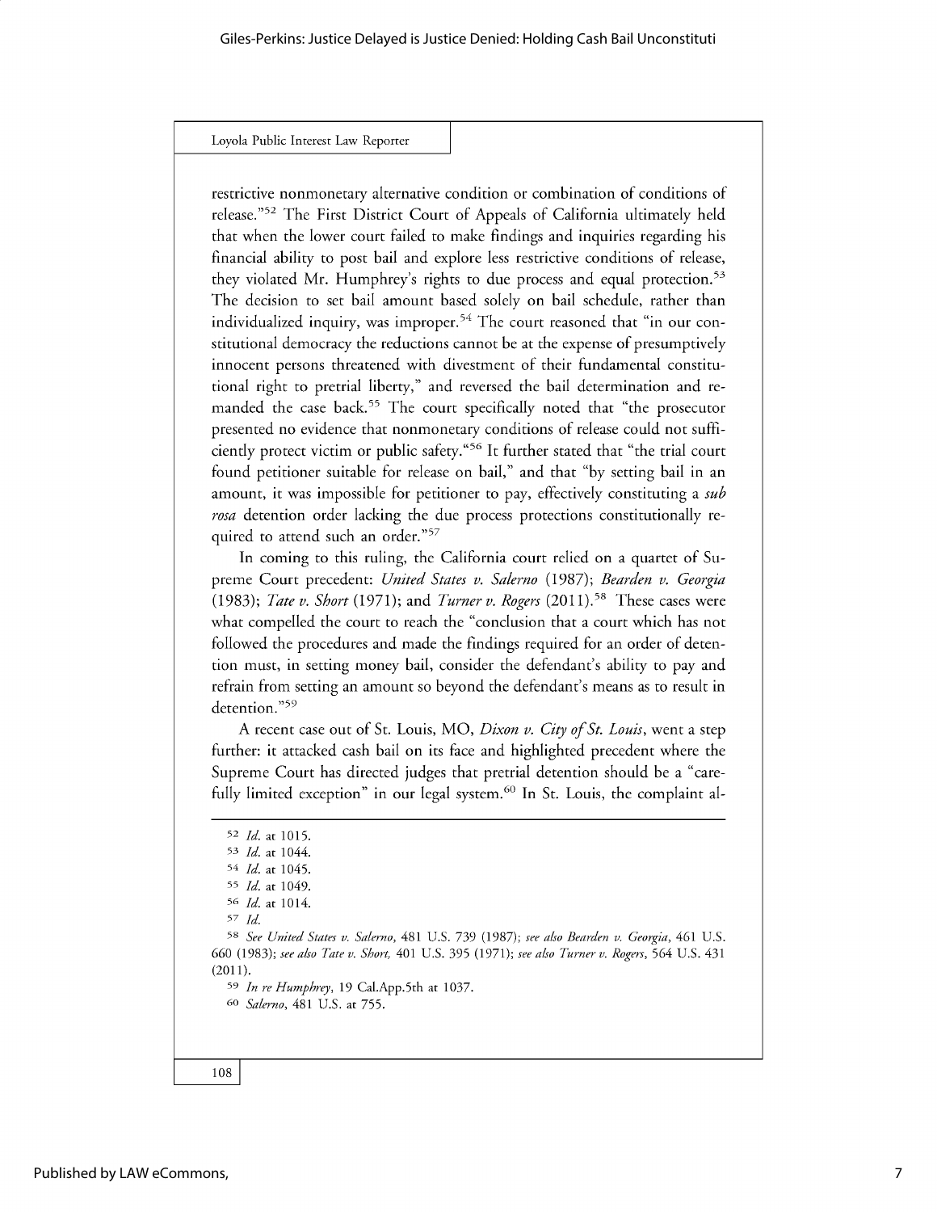restrictive nonmonetary alternative condition or combination of conditions of release."[52] The First District Court of Appeals of California ultimately held that when the lower court failed to make findings and inquiries regarding his financial ability to post bail and explore less restrictive conditions of release, they violated Mr. Humphrey's rights to due process and equal protection.[53] The decision to set bail amount based solely on bail schedule, rather than individualized inquiry, was improper.[54] The court reasoned that "in our constitutional democracy the reductions cannot be at the expense of presumptively innocent persons threatened with divestment of their fundamental constitutional right to pretrial liberty," and reversed the bail determination and remanded the case back.[55] The court specifically noted that "the prosecutor presented no evidence that nonmonetary conditions of release could not sufficiently protect victim or public safety."[56] It further stated that "the trial court found petitioner suitable for release on bail," and that "by setting bail in an amount, it was impossible for petitioner to pay, effectively constituting a *sub rosa* detention order lacking the due process protections constitutionally required to attend such an order."[57]

In coming to this ruling, the California court relied on a quartet of Supreme Court precedent: *United States v. Salerno* (1987); *Bearden v. Georgia* (1983); *Tate v. Short* (1971); and *Turner v. Rogers* (2011).[58] These cases were what compelled the court to reach the "conclusion that a court which has not followed the procedures and made the findings required for an order of detention must, in setting money bail, consider the defendant's ability to pay and refrain from setting an amount so beyond the defendant's means as to result in detention."[59]

A recent case out of St. Louis, MO, *Dixon v. City of St. Louis*, went a step further: it attacked cash bail on its face and highlighted precedent where the Supreme Court has directed judges that pretrial detention should be a "carefully limited exception" in our legal system.[60] In St. Louis, the complaint al-

---

[52] *Id.* at 1015.

[53] *Id.* at 1044.

[54] *Id.* at 1045.

[55] *Id.* at 1049.

[56] *Id.* at 1014.

[57] *Id.*

[58] *See United States v. Salerno*, 481 U.S. 739 (1987); *see also Bearden v. Georgia*, 461 U.S. 660 (1983); *see also Tate v. Short*, 401 U.S. 395 (1971); *see also Turner v. Rogers*, 564 U.S. 431 (2011).

[59] *In re Humphrey*, 19 Cal.App.5th at 1037.

[60] *Salerno*, 481 U.S. at 755.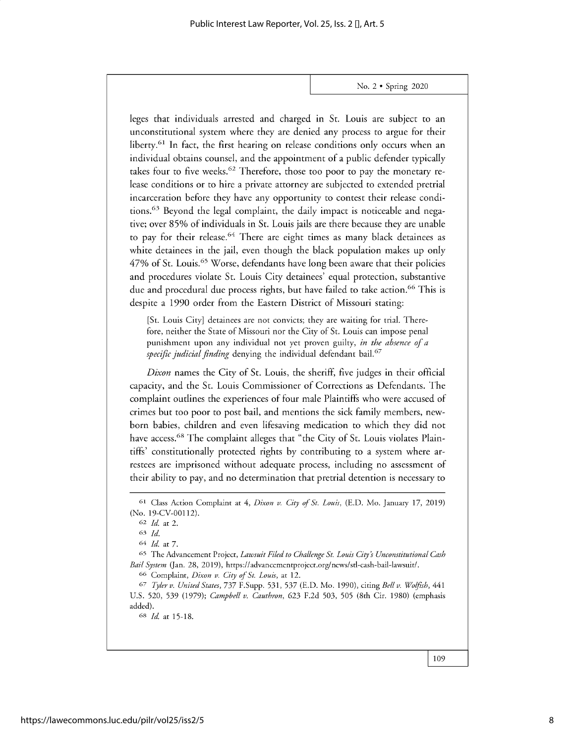leges that individuals arrested and charged in St. Louis are subject to an unconstitutional system where they are denied any process to argue for their liberty.[61] In fact, the first hearing on release conditions only occurs when an individual obtains counsel, and the appointment of a public defender typically takes four to five weeks.[62] Therefore, those too poor to pay the monetary release conditions or to hire a private attorney are subjected to extended pretrial incarceration before they have any opportunity to contest their release conditions.[63] Beyond the legal complaint, the daily impact is noticeable and negative; over 85% of individuals in St. Louis jails are there because they are unable to pay for their release.[64] There are eight times as many black detainees as white detainees in the jail, even though the black population makes up only 47% of St. Louis.[65] Worse, defendants have long been aware that their policies and procedures violate St. Louis City detainees' equal protection, substantive due and procedural due process rights, but have failed to take action.[66] This is despite a 1990 order from the Eastern District of Missouri stating:

> [St. Louis City] detainees are not convicts; they are waiting for trial. Therefore, neither the State of Missouri nor the City of St. Louis can impose penal punishment upon any individual not yet proven guilty, *in the absence of a specific judicial finding* denying the individual defendant bail.[67]

*Dixon* names the City of St. Louis, the sheriff, five judges in their official capacity, and the St. Louis Commissioner of Corrections as Defendants. The complaint outlines the experiences of four male Plaintiffs who were accused of crimes but too poor to post bail, and mentions the sick family members, newborn babies, children and even lifesaving medication to which they did not have access.[68] The complaint alleges that "the City of St. Louis violates Plaintiffs' constitutionally protected rights by contributing to a system where arrestees are imprisoned without adequate process, including no assessment of their ability to pay, and no determination that pretrial detention is necessary to

---

[61] Class Action Complaint at 4, *Dixon v. City of St. Louis*, (E.D. Mo. January 17, 2019) (No. 19-CV-00112).

[62] *Id.* at 2.

[63] *Id.*

[64] *Id.* at 7.

[65] The Advancement Project, *Lawsuit Filed to Challenge St. Louis City's Unconstitutional Cash Bail System* (Jan. 28, 2019), https://advancementproject.org/news/stl-cash-bail-lawsuit/.

[66] Complaint, *Dixon v. City of St. Louis*, at 12.

[67] *Tyler v. United States*, 737 F.Supp. 531, 537 (E.D. Mo. 1990), citing *Bell v. Wolfish*, 441 U.S. 520, 539 (1979); *Campbell v. Cauthron*, 623 F.2d 503, 505 (8th Cir. 1980) (emphasis added).

[68] *Id.* at 15-18.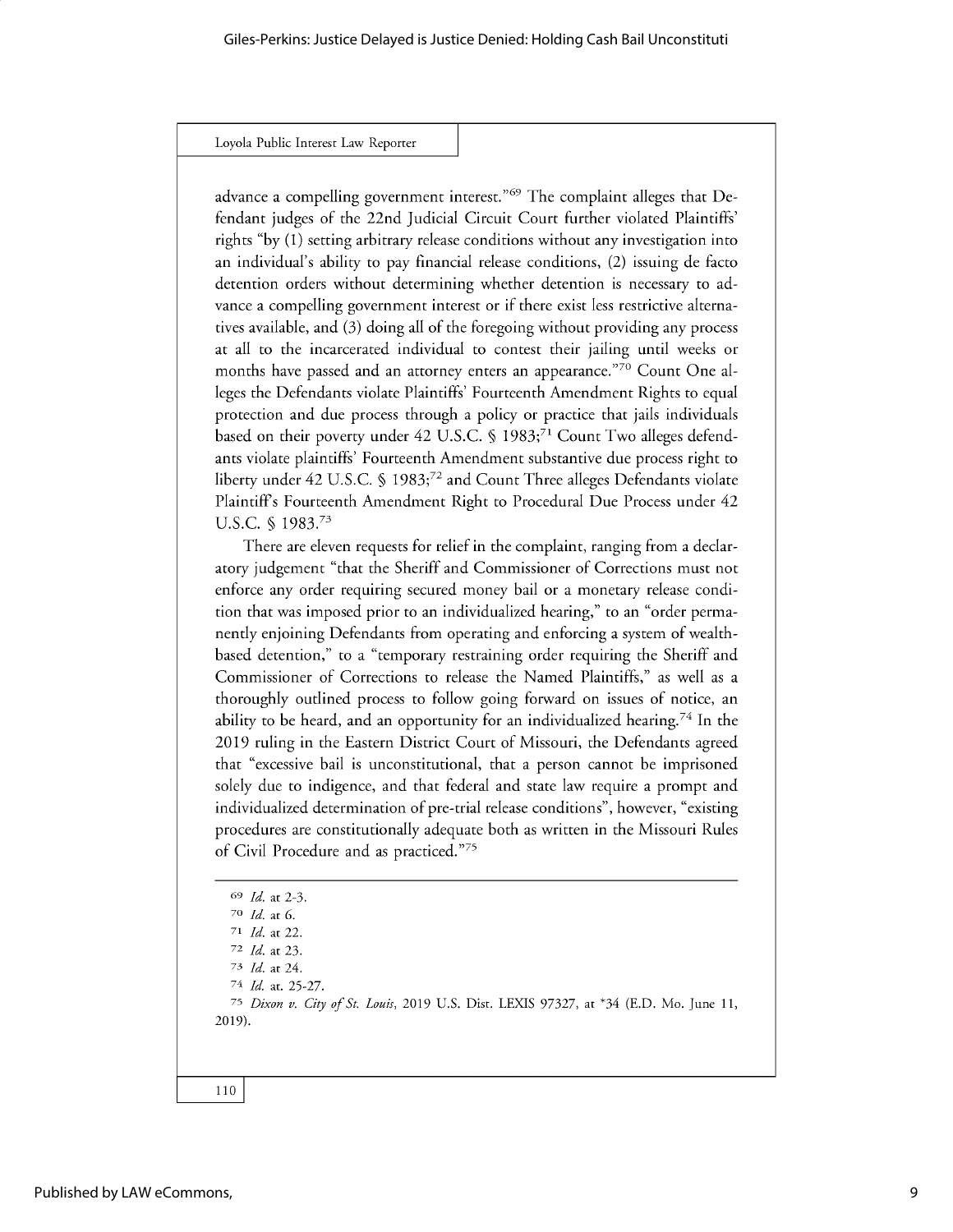advance a compelling government interest."[69] The complaint alleges that Defendant judges of the 22nd Judicial Circuit Court further violated Plaintiffs' rights "by (1) setting arbitrary release conditions without any investigation into an individual's ability to pay financial release conditions, (2) issuing de facto detention orders without determining whether detention is necessary to advance a compelling government interest or if there exist less restrictive alternatives available, and (3) doing all of the foregoing without providing any process at all to the incarcerated individual to contest their jailing until weeks or months have passed and an attorney enters an appearance."[70] Count One alleges the Defendants violate Plaintiffs' Fourteenth Amendment Rights to equal protection and due process through a policy or practice that jails individuals based on their poverty under 42 U.S.C. § 1983;[71] Count Two alleges defendants violate plaintiffs' Fourteenth Amendment substantive due process right to liberty under 42 U.S.C. § 1983;[72] and Count Three alleges Defendants violate Plaintiff's Fourteenth Amendment Right to Procedural Due Process under 42 U.S.C. § 1983.[73]

There are eleven requests for relief in the complaint, ranging from a declaratory judgement "that the Sheriff and Commissioner of Corrections must not enforce any order requiring secured money bail or a monetary release condition that was imposed prior to an individualized hearing," to an "order permanently enjoining Defendants from operating and enforcing a system of wealth-based detention," to a "temporary restraining order requiring the Sheriff and Commissioner of Corrections to release the Named Plaintiffs," as well as a thoroughly outlined process to follow going forward on issues of notice, an ability to be heard, and an opportunity for an individualized hearing.[74] In the 2019 ruling in the Eastern District Court of Missouri, the Defendants agreed that "excessive bail is unconstitutional, that a person cannot be imprisoned solely due to indigence, and that federal and state law require a prompt and individualized determination of pre-trial release conditions", however, "existing procedures are constitutionally adequate both as written in the Missouri Rules of Civil Procedure and as practiced."[75]

---

[69] *Id.* at 2-3.

[70] *Id.* at 6.

[71] *Id.* at 22.

[72] *Id.* at 23.

[73] *Id.* at 24.

[74] *Id.* at. 25-27.

[75] *Dixon v. City of St. Louis*, 2019 U.S. Dist. LEXIS 97327, at *34 (E.D. Mo. June 11, 2019).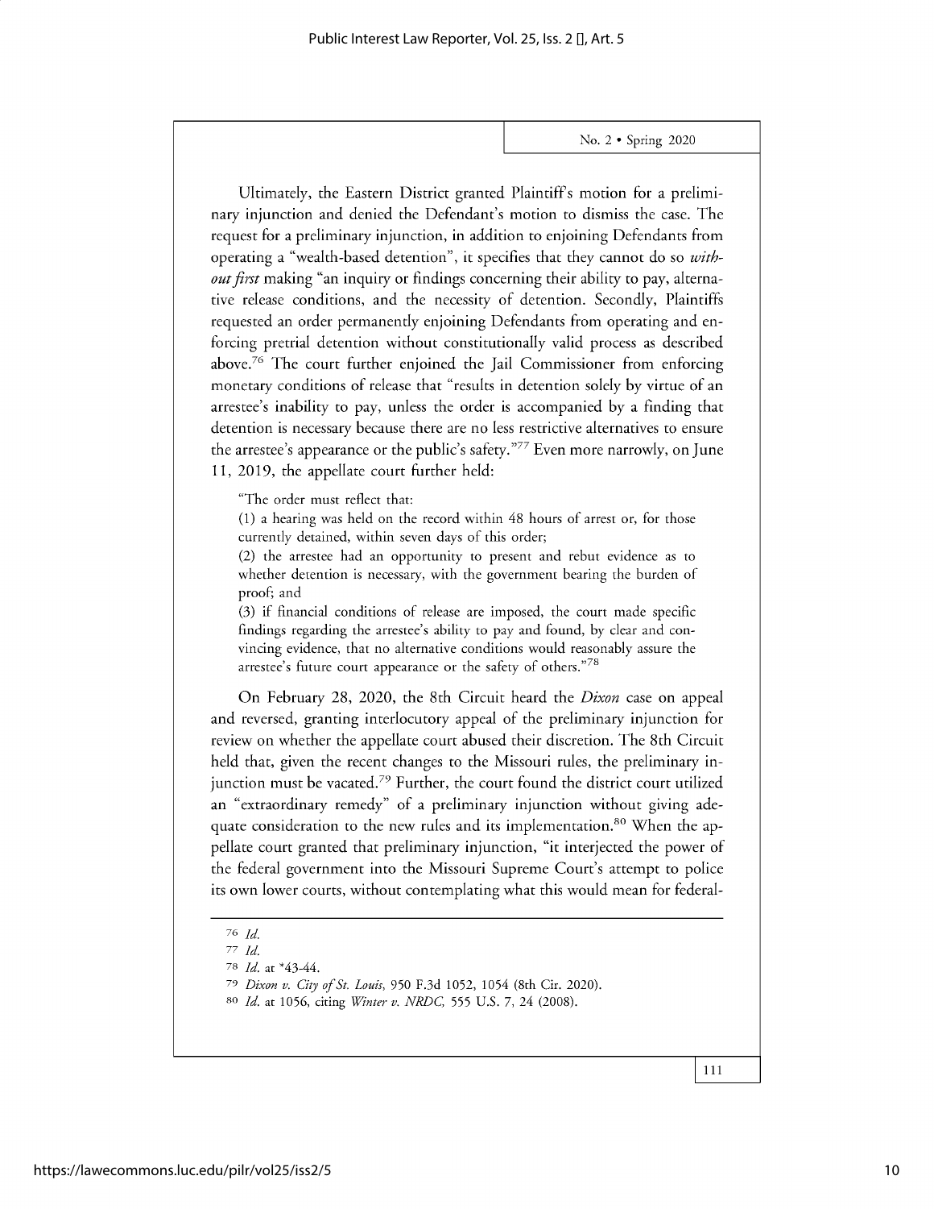Ultimately, the Eastern District granted Plaintiff's motion for a preliminary injunction and denied the Defendant's motion to dismiss the case. The request for a preliminary injunction, in addition to enjoining Defendants from operating a "wealth-based detention", it specifies that they cannot do so *without first* making "an inquiry or findings concerning their ability to pay, alternative release conditions, and the necessity of detention. Secondly, Plaintiffs requested an order permanently enjoining Defendants from operating and enforcing pretrial detention without constitutionally valid process as described above.[76] The court further enjoined the Jail Commissioner from enforcing monetary conditions of release that "results in detention solely by virtue of an arrestee's inability to pay, unless the order is accompanied by a finding that detention is necessary because there are no less restrictive alternatives to ensure the arrestee's appearance or the public's safety."[77] Even more narrowly, on June 11, 2019, the appellate court further held:

> "The order must reflect that:
> (1) a hearing was held on the record within 48 hours of arrest or, for those currently detained, within seven days of this order;
> (2) the arrestee had an opportunity to present and rebut evidence as to whether detention is necessary, with the government bearing the burden of proof; and
> (3) if financial conditions of release are imposed, the court made specific findings regarding the arrestee's ability to pay and found, by clear and convincing evidence, that no alternative conditions would reasonably assure the arrestee's future court appearance or the safety of others."[78]

On February 28, 2020, the 8th Circuit heard the *Dixon* case on appeal and reversed, granting interlocutory appeal of the preliminary injunction for review on whether the appellate court abused their discretion. The 8th Circuit held that, given the recent changes to the Missouri rules, the preliminary injunction must be vacated.[79] Further, the court found the district court utilized an "extraordinary remedy" of a preliminary injunction without giving adequate consideration to the new rules and its implementation.[80] When the appellate court granted that preliminary injunction, "it interjected the power of the federal government into the Missouri Supreme Court's attempt to police its own lower courts, without contemplating what this would mean for federal-

---

[76] *Id.*

[77] *Id.*

[78] *Id.* at *43-44.

[79] *Dixon v. City of St. Louis,* 950 F.3d 1052, 1054 (8th Cir. 2020).

[80] *Id.* at 1056, citing *Winter v. NRDC,* 555 U.S. 7, 24 (2008).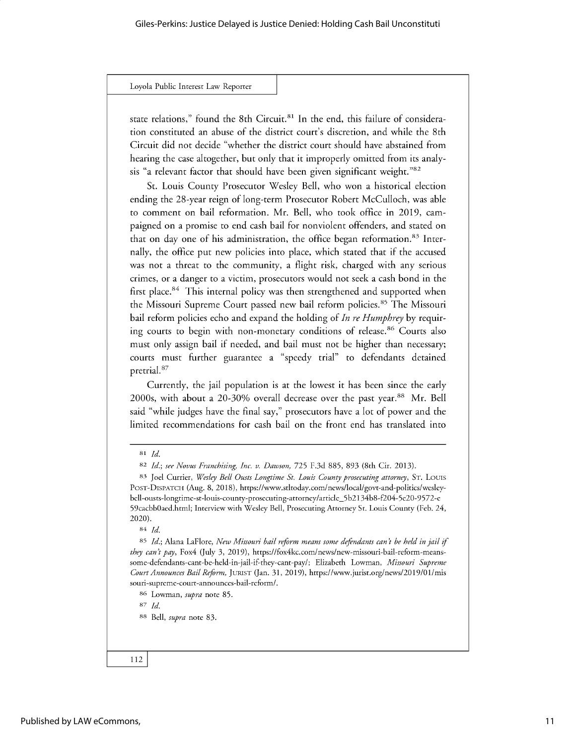state relations," found the 8th Circuit.[81] In the end, this failure of consideration constituted an abuse of the district court's discretion, and while the 8th Circuit did not decide "whether the district court should have abstained from hearing the case altogether, but only that it improperly omitted from its analysis "a relevant factor that should have been given significant weight."[82]

St. Louis County Prosecutor Wesley Bell, who won a historical election ending the 28-year reign of long-term Prosecutor Robert McCulloch, was able to comment on bail reformation. Mr. Bell, who took office in 2019, campaigned on a promise to end cash bail for nonviolent offenders, and stated on that on day one of his administration, the office began reformation.[83] Internally, the office put new policies into place, which stated that if the accused was not a threat to the community, a flight risk, charged with any serious crimes, or a danger to a victim, prosecutors would not seek a cash bond in the first place.[84] This internal policy was then strengthened and supported when the Missouri Supreme Court passed new bail reform policies.[85] The Missouri bail reform policies echo and expand the holding of *In re Humphrey* by requiring courts to begin with non-monetary conditions of release.[86] Courts also must only assign bail if needed, and bail must not be higher than necessary; courts must further guarantee a "speedy trial" to defendants detained pretrial.[87]

Currently, the jail population is at the lowest it has been since the early 2000s, with about a 20-30% overall decrease over the past year.[88] Mr. Bell said "while judges have the final say," prosecutors have a lot of power and the limited recommendations for cash bail on the front end has translated into

---

[81] *Id.*

[82] *Id.*; *see Novus Franchising, Inc. v. Dawson*, 725 F.3d 885, 893 (8th Cir. 2013).

[83] Joel Currier, *Wesley Bell Ousts Longtime St. Louis County prosecuting attorney*, ST. LOUIS POST-DISPATCH (Aug. 8, 2018), https://www.stltoday.com/news/local/govt-and-politics/wesley-bell-ousts-longtime-st-louis-county-prosecuting-attorney/article_5b2134b8-f204-5e20-9572-e59cacbb0aed.html; Interview with Wesley Bell, Prosecuting Attorney St. Louis County (Feb. 24, 2020).

[84] *Id.*

[85] *Id.*; Alana LaFlore, *New Missouri bail reform means some defendants can't be held in jail if they can't pay*, Fox4 (July 3, 2019), https://fox4kc.com/news/new-missouri-bail-reform-means-some-defendants-cant-be-held-in-jail-if-they-cant-pay/; Elizabeth Lowman, *Missouri Supreme Court Announces Bail Reform*, JURIST (Jan. 31, 2019), https://www.jurist.org/news/2019/01/missouri-supreme-court-announces-bail-reform/.

[86] Lowman, *supra* note 85.

[87] *Id.*

[88] Bell, *supra* note 83.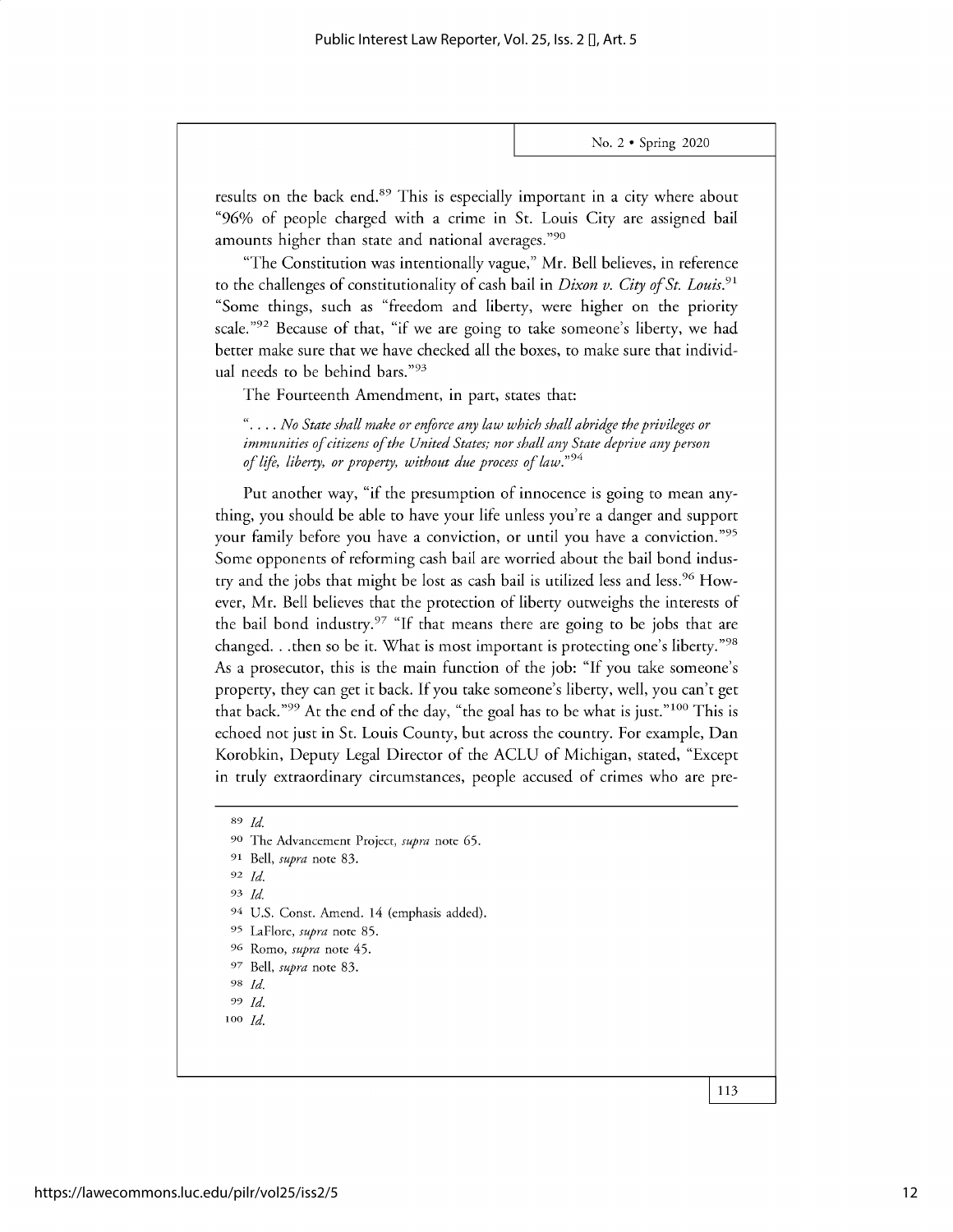results on the back end.[89] This is especially important in a city where about "96% of people charged with a crime in St. Louis City are assigned bail amounts higher than state and national averages."[90]

"The Constitution was intentionally vague," Mr. Bell believes, in reference to the challenges of constitutionality of cash bail in *Dixon v. City of St. Louis*.[91] "Some things, such as "freedom and liberty, were higher on the priority scale."[92] Because of that, "if we are going to take someone's liberty, we had better make sure that we have checked all the boxes, to make sure that individual needs to be behind bars."[93]

The Fourteenth Amendment, in part, states that:

> ". . . . *No State shall make or enforce any law which shall abridge the privileges or immunities of citizens of the United States; nor shall any State deprive any person of life, liberty, or property, without due process of law*."[94]

Put another way, "if the presumption of innocence is going to mean anything, you should be able to have your life unless you're a danger and support your family before you have a conviction, or until you have a conviction."[95] Some opponents of reforming cash bail are worried about the bail bond industry and the jobs that might be lost as cash bail is utilized less and less.[96] However, Mr. Bell believes that the protection of liberty outweighs the interests of the bail bond industry.[97] "If that means there are going to be jobs that are changed. . .then so be it. What is most important is protecting one's liberty."[98] As a prosecutor, this is the main function of the job: "If you take someone's property, they can get it back. If you take someone's liberty, well, you can't get that back."[99] At the end of the day, "the goal has to be what is just."[100] This is echoed not just in St. Louis County, but across the country. For example, Dan Korobkin, Deputy Legal Director of the ACLU of Michigan, stated, "Except in truly extraordinary circumstances, people accused of crimes who are pre-

---

[89] *Id.*

[90] The Advancement Project, *supra* note 65.

[91] Bell, *supra* note 83.

[92] *Id.*

[93] *Id.*

[94] U.S. Const. Amend. 14 (emphasis added).

[95] LaFlore, *supra* note 85.

[96] Romo, *supra* note 45.

[97] Bell, *supra* note 83.

[98] *Id.*

[99] *Id.*

[100] *Id.*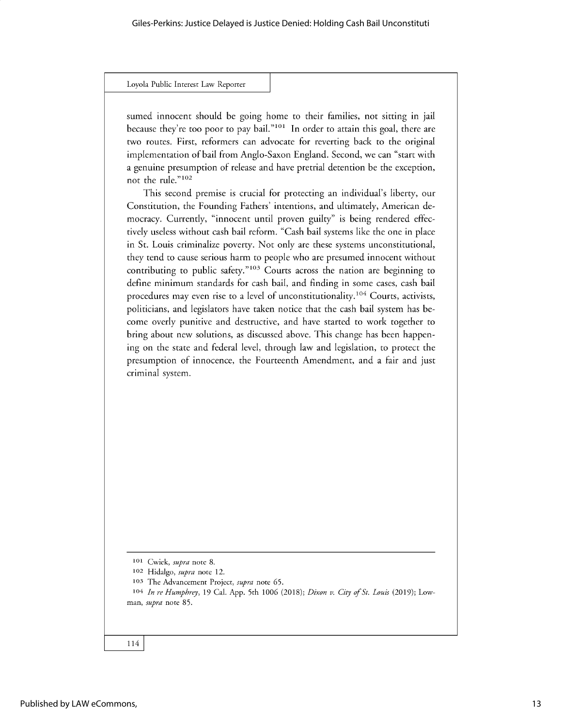sumed innocent should be going home to their families, not sitting in jail because they're too poor to pay bail."[101] In order to attain this goal, there are two routes. First, reformers can advocate for reverting back to the original implementation of bail from Anglo-Saxon England. Second, we can "start with a genuine presumption of release and have pretrial detention be the exception, not the rule."[102]

This second premise is crucial for protecting an individual's liberty, our Constitution, the Founding Fathers' intentions, and ultimately, American democracy. Currently, "innocent until proven guilty" is being rendered effectively useless without cash bail reform. "Cash bail systems like the one in place in St. Louis criminalize poverty. Not only are these systems unconstitutional, they tend to cause serious harm to people who are presumed innocent without contributing to public safety."[103] Courts across the nation are beginning to define minimum standards for cash bail, and finding in some cases, cash bail procedures may even rise to a level of unconstitutionality.[104] Courts, activists, politicians, and legislators have taken notice that the cash bail system has become overly punitive and destructive, and have started to work together to bring about new solutions, as discussed above. This change has been happening on the state and federal level, through law and legislation, to protect the presumption of innocence, the Fourteenth Amendment, and a fair and just criminal system.

---

[101] Cwiek, *supra* note 8.

[102] Hidalgo, *supra* note 12.

[103] The Advancement Project, *supra* note 65.

[104] *In re Humphrey*, 19 Cal. App. 5th 1006 (2018); *Dixon v. City of St. Louis* (2019); Lowman, *supra* note 85.